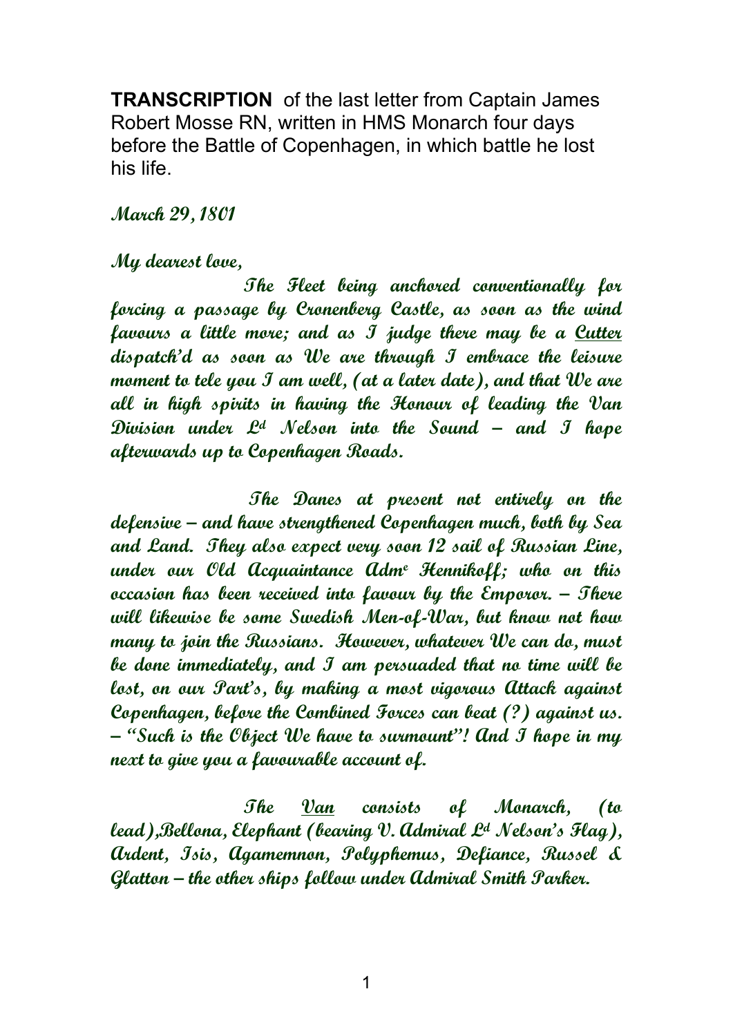**TRANSCRIPTION** of the last letter from Captain James Robert Mosse RN, written in HMS Monarch four days before the Battle of Copenhagen, in which battle he lost his life.

***March 29, 1801***

***My dearest love,***

***The Fleet being anchored conventionally for forcing a passage by Cronenberg Castle, as soon as the wind favours a little more; and as I judge there may be a <u>Cutter</u> dispatch'd as soon as We are through I embrace the leisure moment to tele you I am well, (at a later date), and that We are all in high spirits in having the Honour of leading the Van Division under Ld Nelson into the Sound – and I hope afterwards up to Copenhagen Roads.***

***The Danes at present not entirely on the defensive – and have strengthened Copenhagen much, both by Sea and Land. They also expect very soon 12 sail of Russian Line, under our Old Acquaintance Admᵉ Hennikoff; who on this occasion has been received into favour by the Emporor. – There will likewise be some Swedish Men-of-War, but know not how many to join the Russians. However, whatever We can do, must be done immediately, and I am persuaded that no time will be lost, on our Part's, by making a most vigorous Attack against Copenhagen, before the Combined Forces can beat (?) against us. – "Such is the Object We have to surmount"! And I hope in my next to give you a favourable account of.***

***The <u>Van</u> consists of Monarch, (to lead),Bellona, Elephant (bearing V. Admiral Ld Nelson's Flag), Ardent, Isis, Agamemnon, Polyphemus, Defiance, Russel & Glatton – the other ships follow under Admiral Smith Parker.***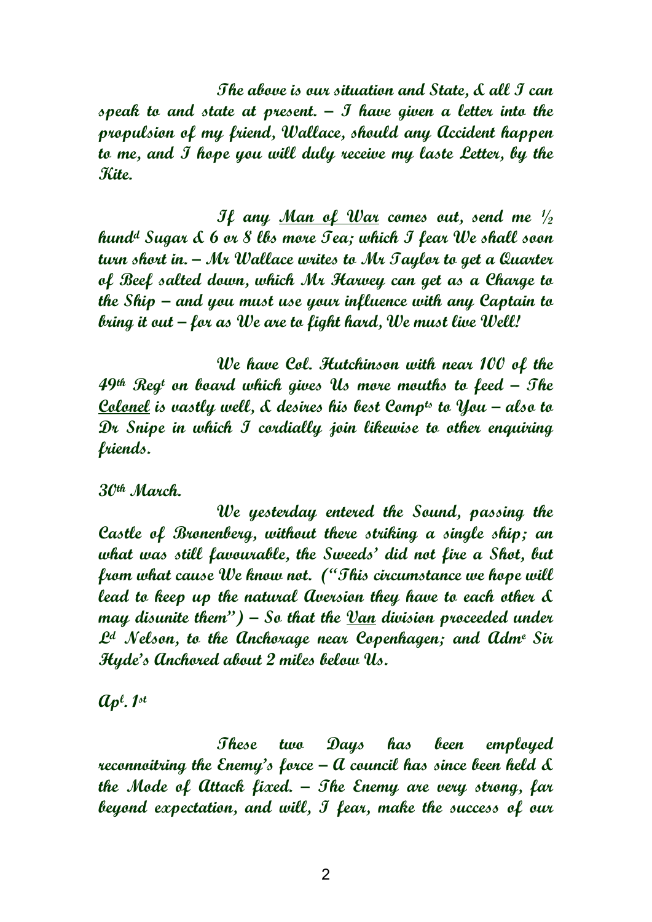The above is our situation and State, & all I can speak to and state at present. – I have given a letter into the propulsion of my friend, Wallace, should any Accident happen to me, and I hope you will duly receive my laste Letter, by the Kite.

If any <u>Man of War</u> comes out, send me ½ hund[d] Sugar & 6 or 8 lbs more Tea; which I fear We shall soon turn short in. – Mr Wallace writes to Mr Taylor to get a Quarter of Beef salted down, which Mr Harvey can get as a Charge to the Ship – and you must use your influence with any Captain to bring it out – for as We are to fight hard, We must live Well!

We have Col. Hutchinson with near 100 of the 49[th] Reg[t] on board which gives Us more mouths to feed – The <u>Colonel</u> is vastly well, & desires his best Comp[ts] to You – also to Dr Snipe in which I cordially join likewise to other enquiring friends.

30[th] March.

We yesterday entered the Sound, passing the Castle of Bronenberg, without there striking a single ship; an what was still favourable, the Sweeds' did not fire a Shot, but from what cause We know not. ("This circumstance we hope will lead to keep up the natural Aversion they have to each other & may disunite them") – So that the <u>Van</u> division proceeded under L[d] Nelson, to the Anchorage near Copenhagen; and Adm[e] Sir Hyde's Anchored about 2 miles below Us.

Ap[l]. 1[st]

These two Days has been employed reconnoitring the Enemy's force – A council has since been held & the Mode of Attack fixed. – The Enemy are very strong, far beyond expectation, and will, I fear, make the success of our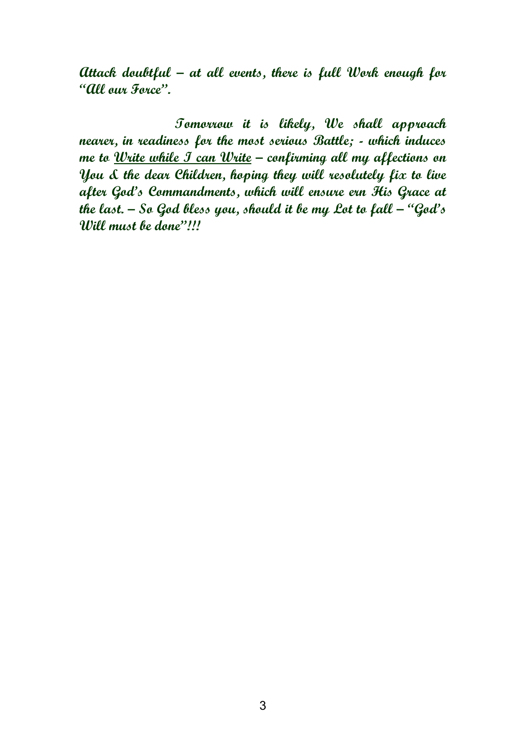***Attack doubtful – at all events, there is full Work enough for "All our Force".***

***Tomorrow it is likely, We shall approach nearer, in readiness for the most serious Battle; - which induces me to <u>Write while I can Write</u> – confirming all my affections on You & the dear Children, hoping they will resolutely fix to live after God's Commandments, which will ensure e'en His Grace at the last. – So God bless you, should it be my Lot to fall – "God's Will must be done"!!!***